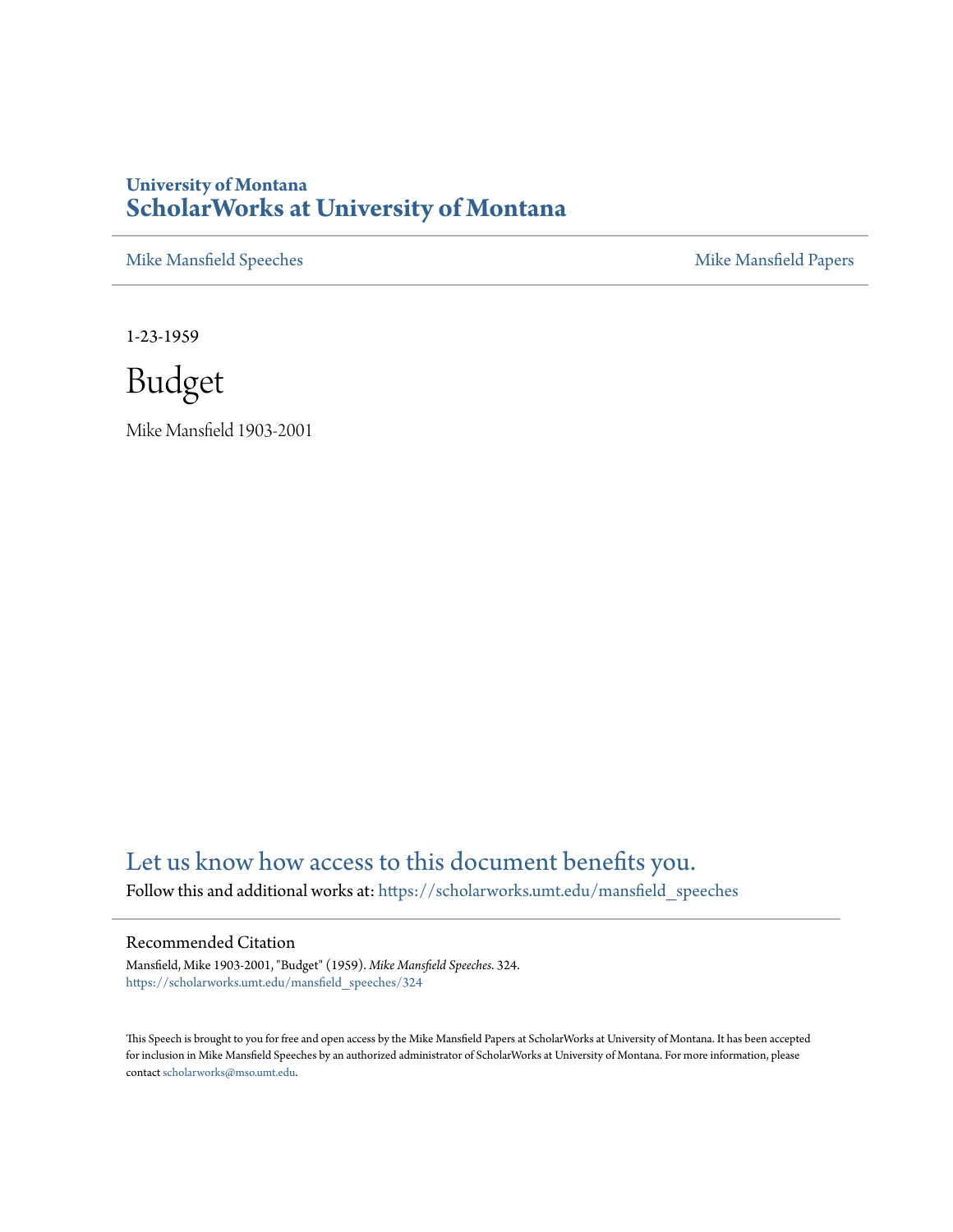University of Montana

# ScholarWorks at University of Montana

Mike Mansfield Speeches | Mike Mansfield Papers

1-23-1959

# Budget

Mike Mansfield 1903-2001

Let us know how access to this document benefits you.

Follow this and additional works at: https://scholarworks.umt.edu/mansfield_speeches

## Recommended Citation

Mansfield, Mike 1903-2001, "Budget" (1959). *Mike Mansfield Speeches*. 324.
https://scholarworks.umt.edu/mansfield_speeches/324

This Speech is brought to you for free and open access by the Mike Mansfield Papers at ScholarWorks at University of Montana. It has been accepted for inclusion in Mike Mansfield Speeches by an authorized administrator of ScholarWorks at University of Montana. For more information, please contact scholarworks@mso.umt.edu.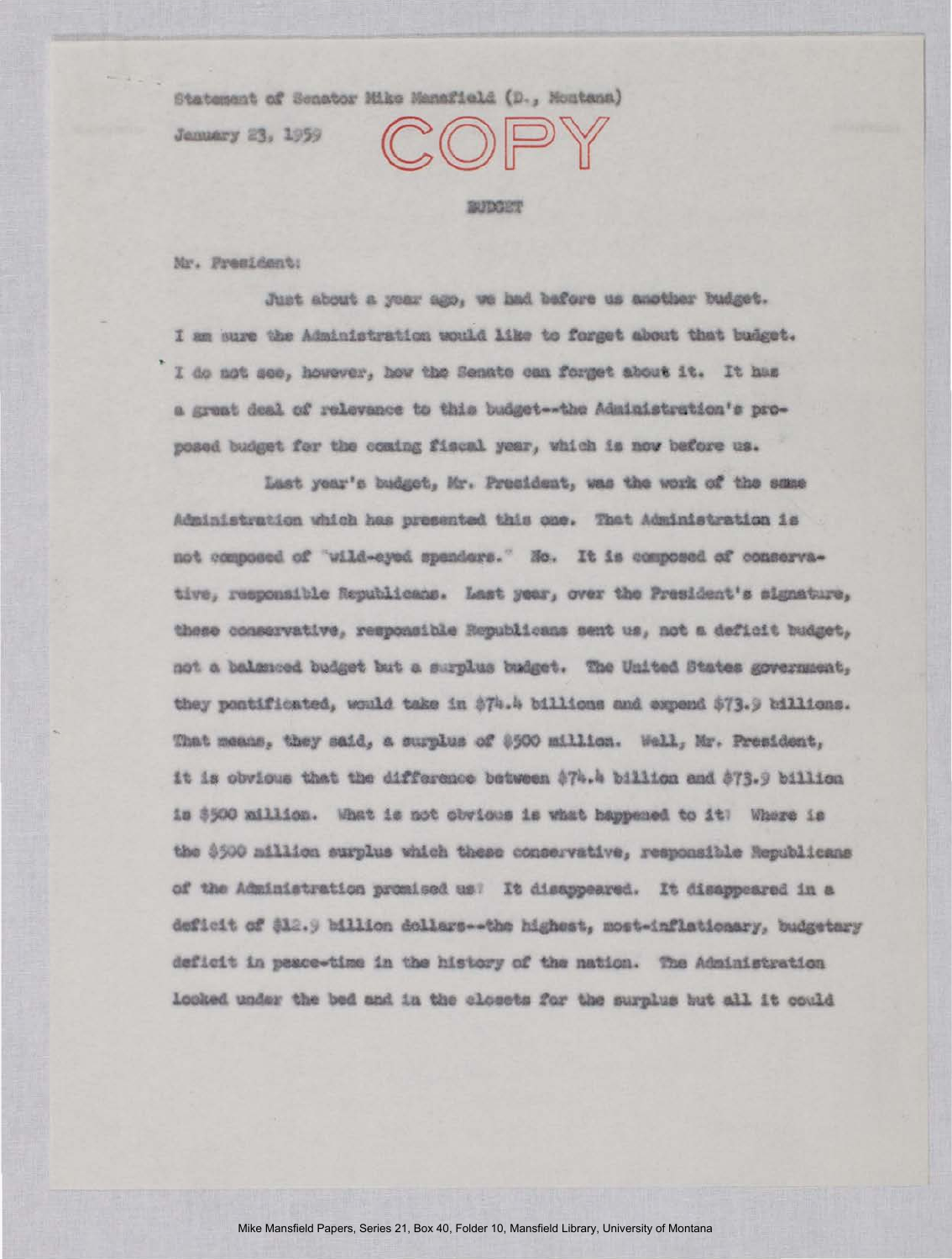Statement of Senator Mike Mansfield (D., Montana)

January 23, 1959

COPY

## BUDGET

Mr. President:

Just about a year ago, we had before us another budget. I am sure the Administration would like to forget about that budget. I do not see, however, how the Senate can forget about it. It has a great deal of relevance to this budget--the Administration's proposed budget for the coming fiscal year, which is now before us.

Last year's budget, Mr. President, was the work of the same Administration which has presented this one. That Administration is not composed of "wild-eyed spenders." No. It is composed of conservative, responsible Republicans. Last year, over the President's signature, these conservative, responsible Republicans sent us, not a deficit budget, not a balanced budget but a surplus budget. The United States government, they pontificated, would take in $74.4 billions and expend $73.9 billions. That means, they said, a surplus of $500 million. Well, Mr. President, it is obvious that the difference between $74.4 billion and $73.9 billion is $500 million. What is not obvious is what happened to it? Where is the $500 million surplus which these conservative, responsible Republicans of the Administration promised us? It disappeared. It disappeared in a deficit of $12.9 billion dollars--the highest, most-inflationary, budgetary deficit in peace-time in the history of the nation. The Administration looked under the bed and in the closets for the surplus but all it could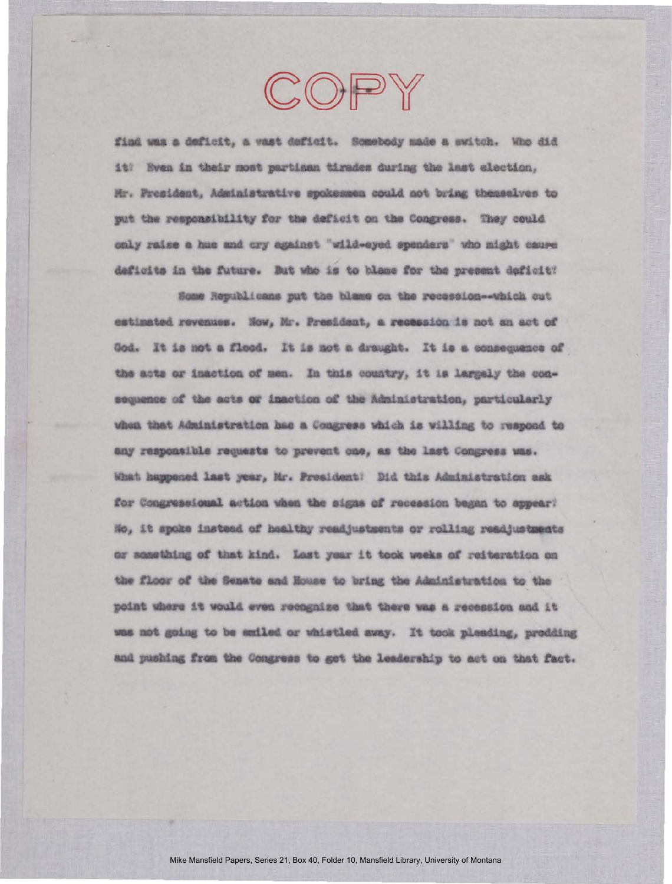COPY

find was a deficit, a vast deficit. Somebody made a switch. Who did it? Even in their most partisan tirades during the last election, Mr. President, Administrative spokesmen could not bring themselves to put the responsibility for the deficit on the Congress. They could only raise a hue and cry against "wild-eyed spenders" who might cause deficits in the future. But who is to blame for the present deficit?

Some Republicans put the blame on the recession--which cut estimated revenues. Now, Mr. President, a recession is not an act of God. It is not a flood. It is not a draught. It is a consequence of the acts or inaction of men. In this country, it is largely the consequence of the acts or inaction of the Administration, particularly when that Administration has a Congress which is willing to respond to any responsible requests to prevent one, as the last Congress was. What happened last year, Mr. President? Did this Administration ask for Congressional action when the signs of recession began to appear? No, it spoke instead of healthy readjustments or rolling readjustments or something of that kind. Last year it took weeks of reiteration on the floor of the Senate and House to bring the Administration to the point where it would even recognize that there was a recession and it was not going to be smiled or whistled away. It took pleading, prodding and pushing from the Congress to get the leadership to act on that fact.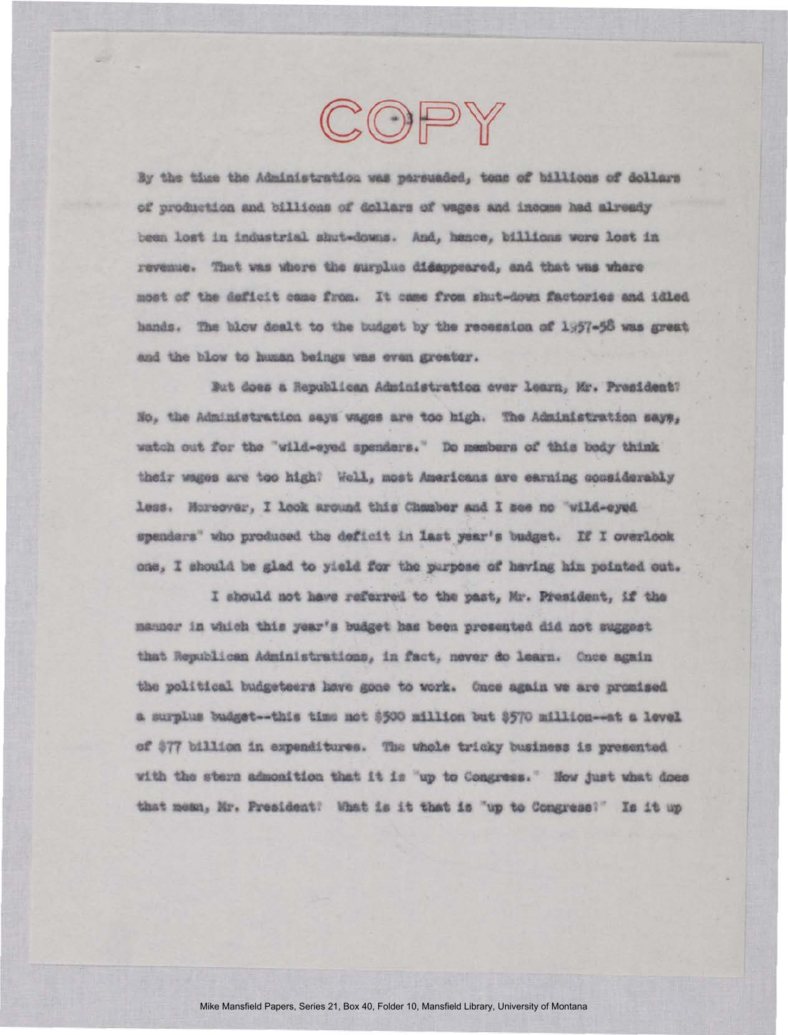By the time the Administration was persuaded, tens of billions of dollars of production and billions of dollars of wages and income had already been lost in industrial shut-downs. And, hence, billions were lost in revenue. That was where the surplus disappeared, and that was where most of the deficit came from. It came from shut-down factories and idled hands. The blow dealt to the budget by the recession of 1957-58 was great and the blow to human beings was even greater.

But does a Republican Administration ever learn, Mr. President? No, the Administration says wages are too high. The Administration says, watch out for the "wild-eyed spenders." Do members of this body think their wages are too high? Well, most Americans are earning considerably less. Moreover, I look around this Chamber and I see no "wild-eyed spenders" who produced the deficit in last year's budget. If I overlook one, I should be glad to yield for the purpose of having him pointed out.

I should not have referred to the past, Mr. President, if the manner in which this year's budget has been presented did not suggest that Republican Administrations, in fact, never do learn. Once again the political budgeteers have gone to work. Once again we are promised a surplus budget--this time not $500 million but $570 million--at a level of $77 billion in expenditures. The whole tricky business is presented with the stern admonition that it is "up to Congress." Now just what does that mean, Mr. President? What is it that is "up to Congress?" Is it up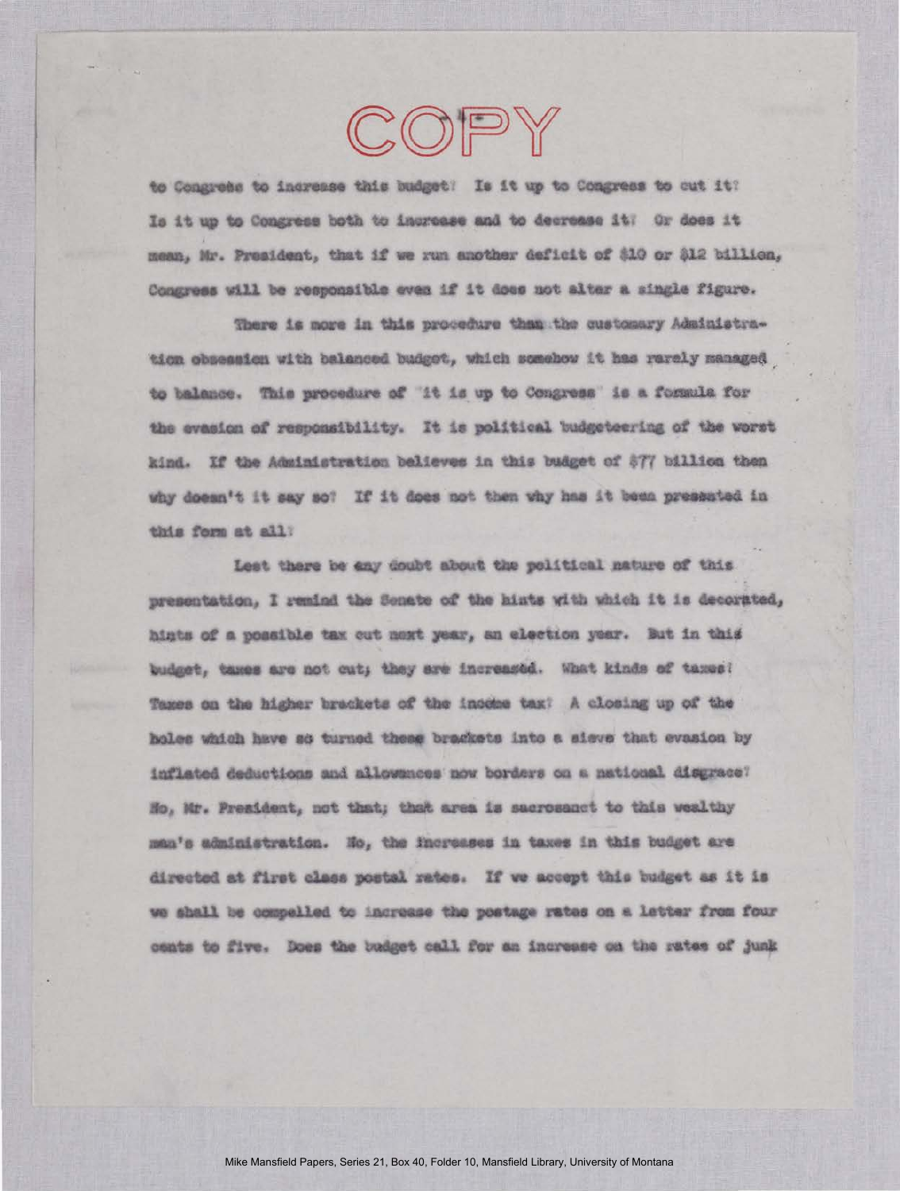COPY

to Congress to increase this budget? Is it up to Congress to cut it? Is it up to Congress both to increase and to decrease it? Or does it mean, Mr. President, that if we run another deficit of $10 or $12 billion, Congress will be responsible even if it does not alter a single figure.

There is more in this procedure than the customary Administration obsession with balanced budget, which somehow it has rarely managed to balance. This procedure of "it is up to Congress" is a formula for the evasion of responsibility. It is political budgeteering of the worst kind. If the Administration believes in this budget of $77 billion then why doesn't it say so? If it does not then why has it been presented in this form at all?

Lest there be any doubt about the political nature of this presentation, I remind the Senate of the hints with which it is decorated, hints of a possible tax cut next year, an election year. But in this budget, taxes are not cut; they are increased. What kinds of taxes? Taxes on the higher brackets of the income tax? A closing up of the holes which have so turned these brackets into a sieve that evasion by inflated deductions and allowances now borders on a national disgrace? No, Mr. President, not that; that area is sacrosanct to this wealthy man's administration. No, the increases in taxes in this budget are directed at first class postal rates. If we accept this budget as it is we shall be compelled to increase the postage rates on a letter from four cents to five. Does the budget call for an increase on the rates of junk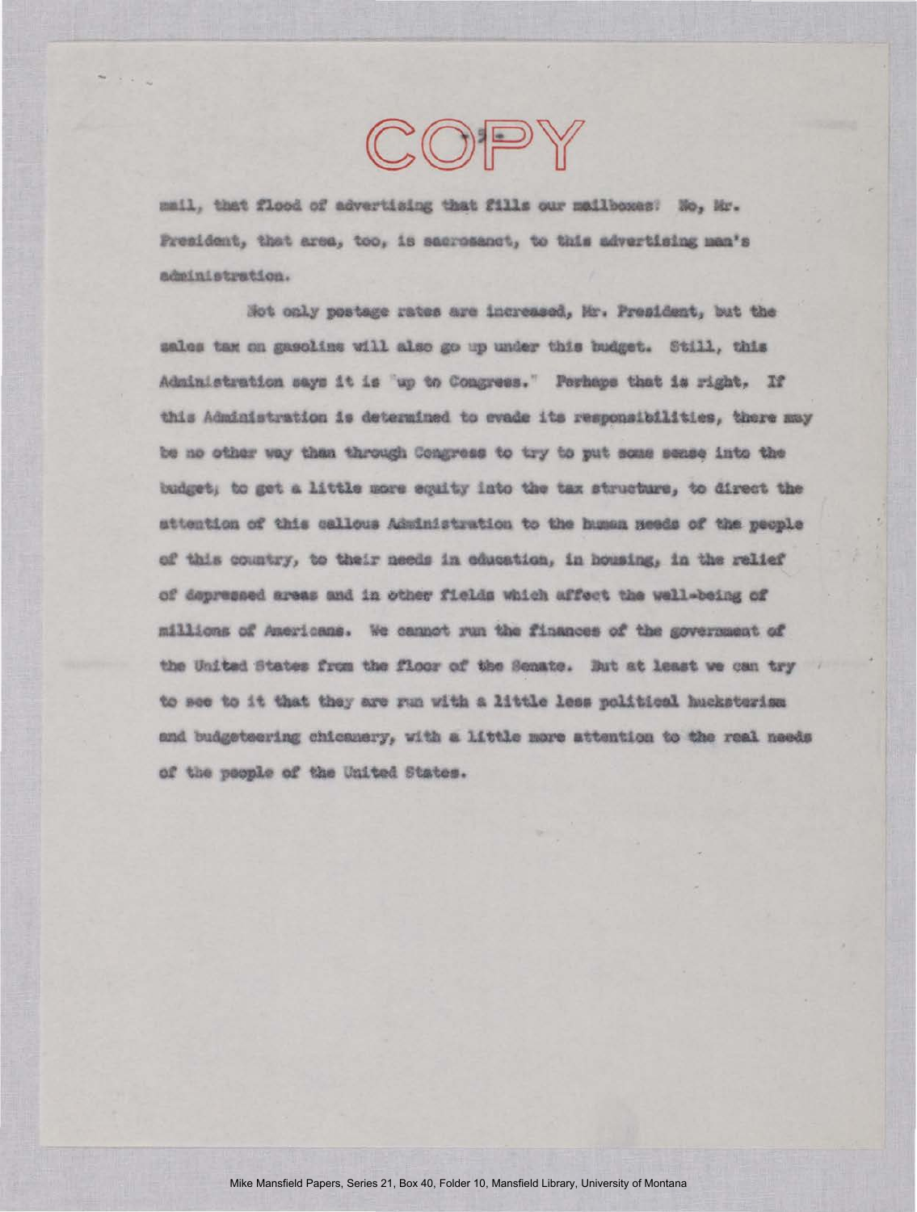mail, that flood of advertising that fills our mailboxes? No, Mr. President, that area, too, is sacrosanct, to this advertising man's administration.

Not only postage rates are increased, Mr. President, but the sales tax on gasoline will also go up under this budget. Still, this Administration says it is "up to Congress." Perhaps that is right. If this Administration is determined to evade its responsibilities, there may be no other way than through Congress to try to put some sense into the budget, to get a little more equity into the tax structure, to direct the attention of this callous Administration to the human needs of the people of this country, to their needs in education, in housing, in the relief of depressed areas and in other fields which affect the well-being of millions of Americans. We cannot run the finances of the government of the United States from the floor of the Senate. But at least we can try to see to it that they are run with a little less political hucksterism and budgeteering chicanery, with a little more attention to the real needs of the people of the United States.